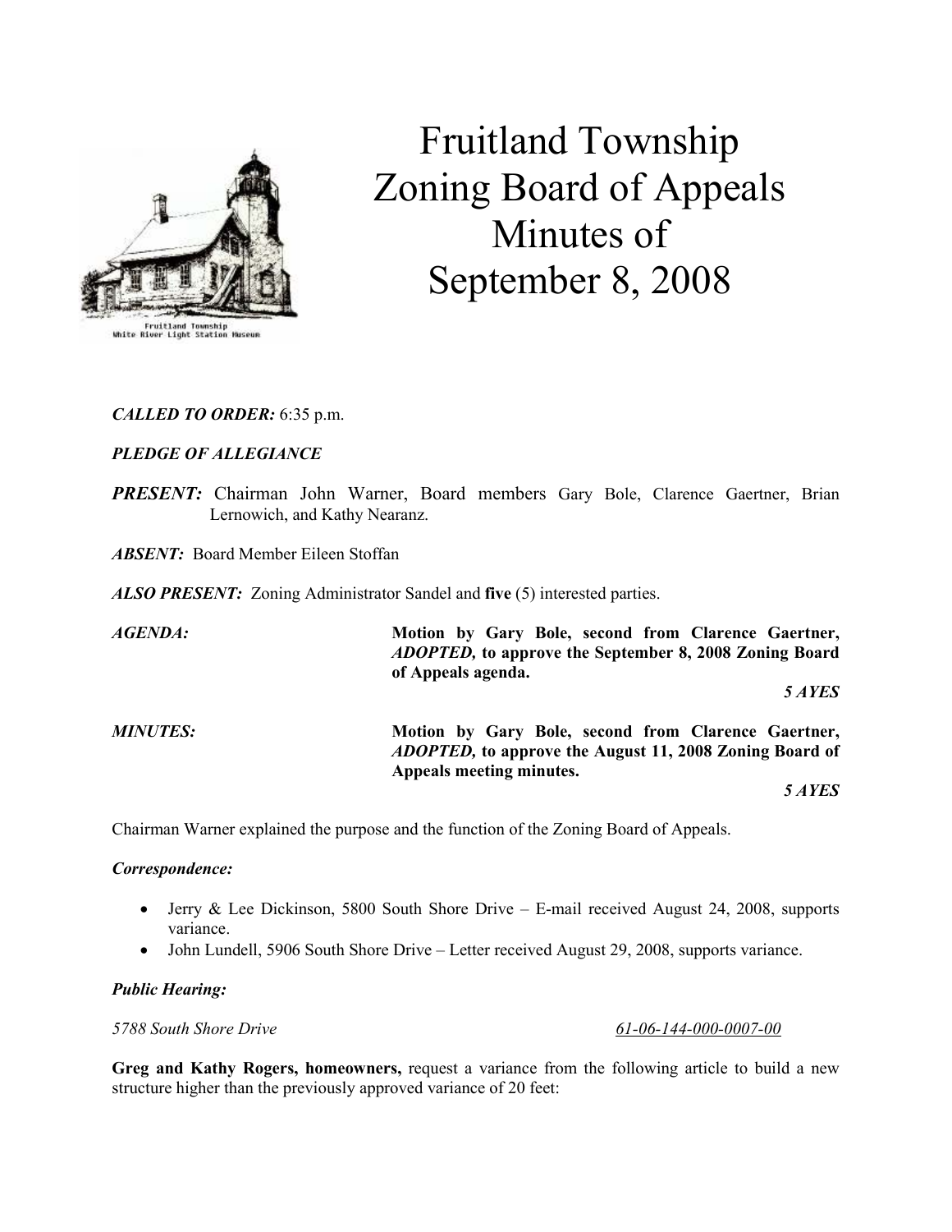# Fruitland Township Zoning Board of Appeals Minutes of September 8, 2008

***CALLED TO ORDER:*** 6:35 p.m.

***PLEDGE OF ALLEGIANCE***

***PRESENT:*** Chairman John Warner, Board members Gary Bole, Clarence Gaertner, Brian Lernowich, and Kathy Nearanz.

***ABSENT:*** Board Member Eileen Stoffan

***ALSO PRESENT:*** Zoning Administrator Sandel and **five** (5) interested parties.

***AGENDA:*** **Motion by Gary Bole, second from Clarence Gaertner, *ADOPTED,* to approve the September 8, 2008 Zoning Board of Appeals agenda.**

***5 AYES***

***MINUTES:*** **Motion by Gary Bole, second from Clarence Gaertner, *ADOPTED,* to approve the August 11, 2008 Zoning Board of Appeals meeting minutes.**

***5 AYES***

Chairman Warner explained the purpose and the function of the Zoning Board of Appeals.

***Correspondence:***

- Jerry & Lee Dickinson, 5800 South Shore Drive – E-mail received August 24, 2008, supports variance.
- John Lundell, 5906 South Shore Drive – Letter received August 29, 2008, supports variance.

***Public Hearing:***

*5788 South Shore Drive* *61-06-144-000-0007-00*

**Greg and Kathy Rogers, homeowners,** request a variance from the following article to build a new structure higher than the previously approved variance of 20 feet: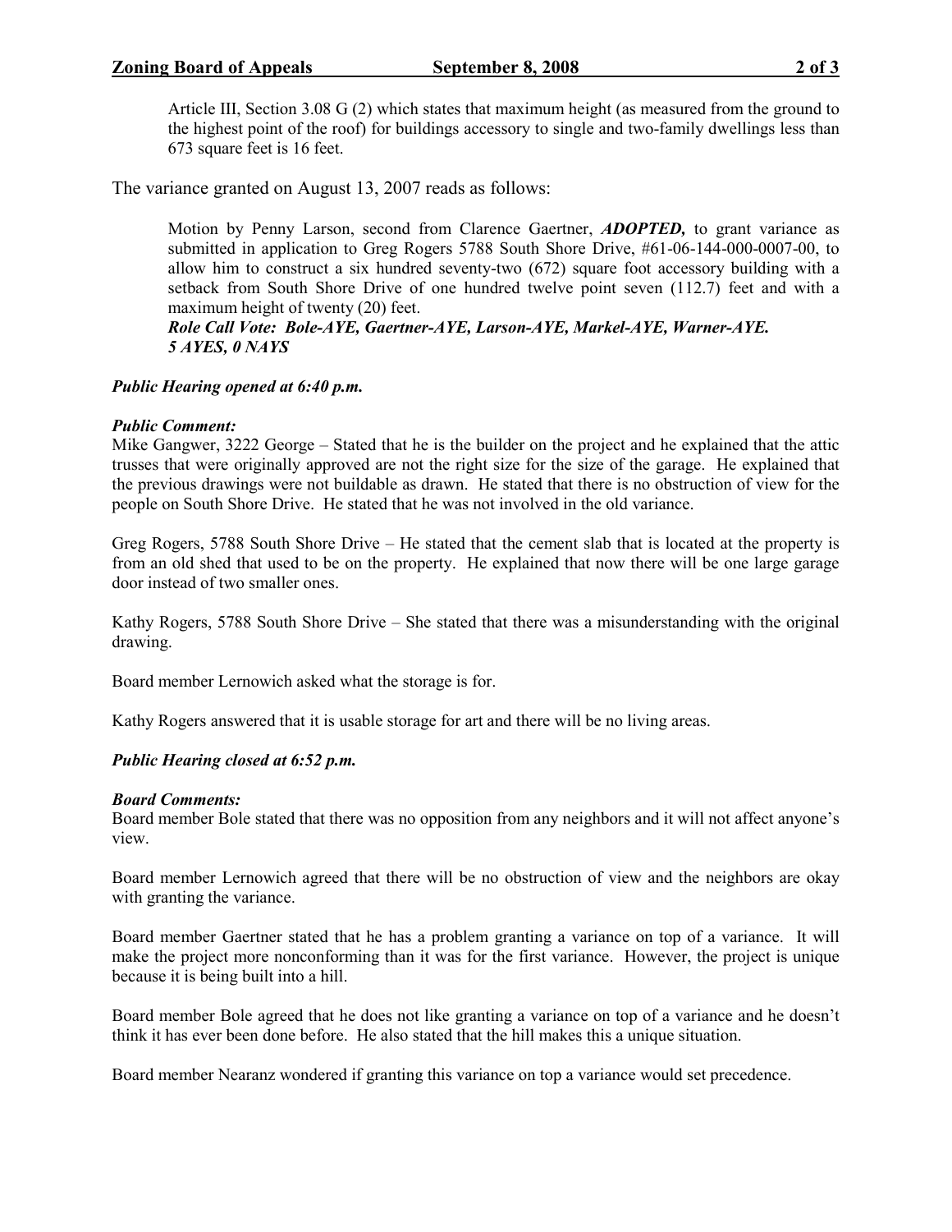Article III, Section 3.08 G (2) which states that maximum height (as measured from the ground to the highest point of the roof) for buildings accessory to single and two-family dwellings less than 673 square feet is 16 feet.

The variance granted on August 13, 2007 reads as follows:

> Motion by Penny Larson, second from Clarence Gaertner, ***ADOPTED,*** to grant variance as submitted in application to Greg Rogers 5788 South Shore Drive, #61-06-144-000-0007-00, to allow him to construct a six hundred seventy-two (672) square foot accessory building with a setback from South Shore Drive of one hundred twelve point seven (112.7) feet and with a maximum height of twenty (20) feet.
> ***Role Call Vote: Bole-AYE, Gaertner-AYE, Larson-AYE, Markel-AYE, Warner-AYE.***
> ***5 AYES, 0 NAYS***

***Public Hearing opened at 6:40 p.m.***

***Public Comment:***

Mike Gangwer, 3222 George – Stated that he is the builder on the project and he explained that the attic trusses that were originally approved are not the right size for the size of the garage. He explained that the previous drawings were not buildable as drawn. He stated that there is no obstruction of view for the people on South Shore Drive. He stated that he was not involved in the old variance.

Greg Rogers, 5788 South Shore Drive – He stated that the cement slab that is located at the property is from an old shed that used to be on the property. He explained that now there will be one large garage door instead of two smaller ones.

Kathy Rogers, 5788 South Shore Drive – She stated that there was a misunderstanding with the original drawing.

Board member Lernowich asked what the storage is for.

Kathy Rogers answered that it is usable storage for art and there will be no living areas.

***Public Hearing closed at 6:52 p.m.***

***Board Comments:***

Board member Bole stated that there was no opposition from any neighbors and it will not affect anyone's view.

Board member Lernowich agreed that there will be no obstruction of view and the neighbors are okay with granting the variance.

Board member Gaertner stated that he has a problem granting a variance on top of a variance. It will make the project more nonconforming than it was for the first variance. However, the project is unique because it is being built into a hill.

Board member Bole agreed that he does not like granting a variance on top of a variance and he doesn't think it has ever been done before. He also stated that the hill makes this a unique situation.

Board member Nearanz wondered if granting this variance on top a variance would set precedence.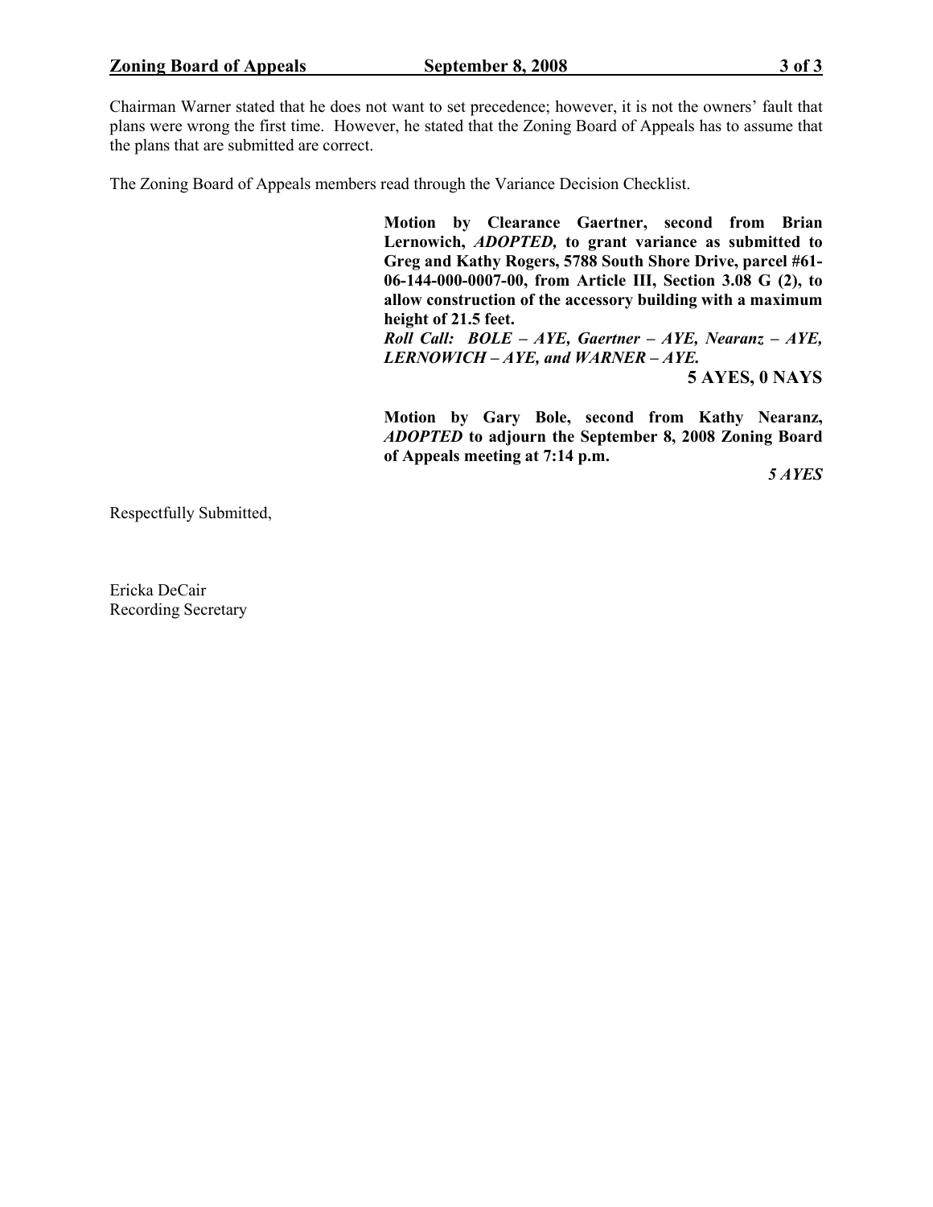Chairman Warner stated that he does not want to set precedence; however, it is not the owners' fault that plans were wrong the first time. However, he stated that the Zoning Board of Appeals has to assume that the plans that are submitted are correct.

The Zoning Board of Appeals members read through the Variance Decision Checklist.

**Motion by Clearance Gaertner, second from Brian Lernowich, *ADOPTED,* to grant variance as submitted to Greg and Kathy Rogers, 5788 South Shore Drive, parcel #61-06-144-000-0007-00, from Article III, Section 3.08 G (2), to allow construction of the accessory building with a maximum height of 21.5 feet.**
***Roll Call: BOLE – AYE, Gaertner – AYE, Nearanz – AYE, LERNOWICH – AYE, and WARNER – AYE.***

**5 AYES, 0 NAYS**

**Motion by Gary Bole, second from Kathy Nearanz, *ADOPTED* to adjourn the September 8, 2008 Zoning Board of Appeals meeting at 7:14 p.m.**

***5 AYES***

Respectfully Submitted,

Ericka DeCair
Recording Secretary